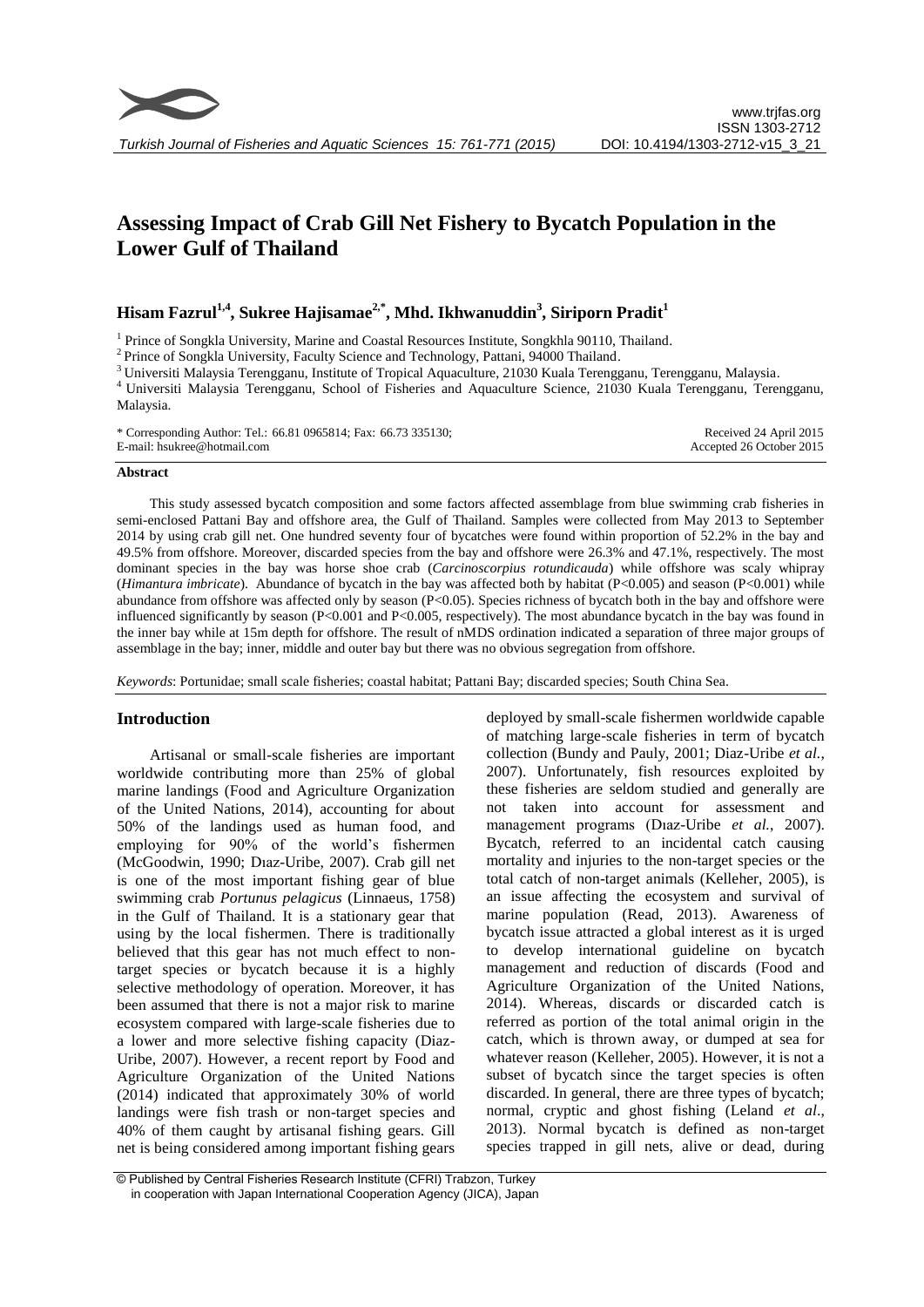# Assessing Impact of Crab Gill Net Fishery to Bycatch Population in the Lower Gulf of Thailand

## Hisam Fazrul[1,4], Sukree Hajisamae[2,*], Mhd. Ikhwanuddin[3], Siriporn Pradit[1]

[1] Prince of Songkla University, Marine and Coastal Resources Institute, Songkhla 90110, Thailand.
[2] Prince of Songkla University, Faculty Science and Technology, Pattani, 94000 Thailand.
[3] Universiti Malaysia Terengganu, Institute of Tropical Aquaculture, 21030 Kuala Terengganu, Terengganu, Malaysia.
[4] Universiti Malaysia Terengganu, School of Fisheries and Aquaculture Science, 21030 Kuala Terengganu, Terengganu, Malaysia.

\* Corresponding Author: Tel.: 66.81 0965814; Fax: 66.73 335130;
E-mail: hsukree@hotmail.com

Received 24 April 2015
Accepted 26 October 2015

### Abstract

This study assessed bycatch composition and some factors affected assemblage from blue swimming crab fisheries in semi-enclosed Pattani Bay and offshore area, the Gulf of Thailand. Samples were collected from May 2013 to September 2014 by using crab gill net. One hundred seventy four of bycatches were found within proportion of 52.2% in the bay and 49.5% from offshore. Moreover, discarded species from the bay and offshore were 26.3% and 47.1%, respectively. The most dominant species in the bay was horse shoe crab (*Carcinoscorpius rotundicauda*) while offshore was scaly whipray (*Himantura imbricate*). Abundance of bycatch in the bay was affected both by habitat ($P<0.005$) and season ($P<0.001$) while abundance from offshore was affected only by season ($P<0.05$). Species richness of bycatch both in the bay and offshore were influenced significantly by season ($P<0.001$ and $P<0.005$, respectively). The most abundance bycatch in the bay was found in the inner bay while at 15m depth for offshore. The result of nMDS ordination indicated a separation of three major groups of assemblage in the bay; inner, middle and outer bay but there was no obvious segregation from offshore.

*Keywords*: Portunidae; small scale fisheries; coastal habitat; Pattani Bay; discarded species; South China Sea.

## Introduction

Artisanal or small-scale fisheries are important worldwide contributing more than 25% of global marine landings (Food and Agriculture Organization of the United Nations, 2014), accounting for about 50% of the landings used as human food, and employing for 90% of the world's fishermen (McGoodwin, 1990; Dıaz-Uribe, 2007). Crab gill net is one of the most important fishing gear of blue swimming crab *Portunus pelagicus* (Linnaeus, 1758) in the Gulf of Thailand. It is a stationary gear that using by the local fishermen. There is traditionally believed that this gear has not much effect to non-target species or bycatch because it is a highly selective methodology of operation. Moreover, it has been assumed that there is not a major risk to marine ecosystem compared with large-scale fisheries due to a lower and more selective fishing capacity (Diaz-Uribe, 2007). However, a recent report by Food and Agriculture Organization of the United Nations (2014) indicated that approximately 30% of world landings were fish trash or non-target species and 40% of them caught by artisanal fishing gears. Gill net is being considered among important fishing gears deployed by small-scale fishermen worldwide capable of matching large-scale fisheries in term of bycatch collection (Bundy and Pauly, 2001; Diaz-Uribe *et al.*, 2007). Unfortunately, fish resources exploited by these fisheries are seldom studied and generally are not taken into account for assessment and management programs (Dıaz-Uribe *et al.*, 2007). Bycatch, referred to an incidental catch causing mortality and injuries to the non-target species or the total catch of non-target animals (Kelleher, 2005), is an issue affecting the ecosystem and survival of marine population (Read, 2013). Awareness of bycatch issue attracted a global interest as it is urged to develop international guideline on bycatch management and reduction of discards (Food and Agriculture Organization of the United Nations, 2014). Whereas, discards or discarded catch is referred as portion of the total animal origin in the catch, which is thrown away, or dumped at sea for whatever reason (Kelleher, 2005). However, it is not a subset of bycatch since the target species is often discarded. In general, there are three types of bycatch; normal, cryptic and ghost fishing (Leland *et al*., 2013). Normal bycatch is defined as non-target species trapped in gill nets, alive or dead, during

© Published by Central Fisheries Research Institute (CFRI) Trabzon, Turkey
in cooperation with Japan International Cooperation Agency (JICA), Japan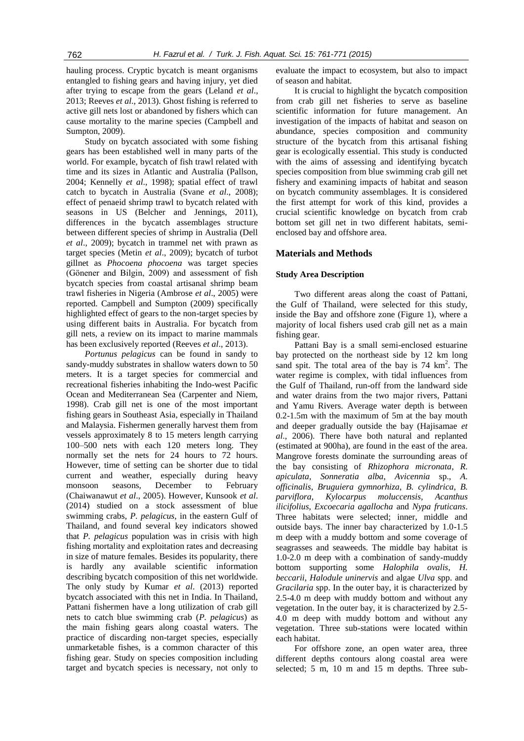hauling process. Cryptic bycatch is meant organisms entangled to fishing gears and having injury, yet died after trying to escape from the gears (Leland *et al*., 2013; Reeves *et al*., 2013). Ghost fishing is referred to active gill nets lost or abandoned by fishers which can cause mortality to the marine species (Campbell and Sumpton, 2009).

Study on bycatch associated with some fishing gears has been established well in many parts of the world. For example, bycatch of fish trawl related with time and its sizes in Atlantic and Australia (Pallson, 2004; Kennelly *et al*., 1998); spatial effect of trawl catch to bycatch in Australia (Svane *et al*., 2008); effect of penaeid shrimp trawl to bycatch related with seasons in US (Belcher and Jennings, 2011), differences in the bycatch assemblages structure between different species of shrimp in Australia (Dell *et al*., 2009); bycatch in trammel net with prawn as target species (Metin *et al*., 2009); bycatch of turbot gillnet as *Phocoena phocoena* was target species (Gönener and Bilgin, 2009) and assessment of fish bycatch species from coastal artisanal shrimp beam trawl fisheries in Nigeria (Ambrose *et al*., 2005) were reported. Campbell and Sumpton (2009) specifically highlighted effect of gears to the non-target species by using different baits in Australia. For bycatch from gill nets, a review on its impact to marine mammals has been exclusively reported (Reeves *et al*., 2013).

*Portunus pelagicus* can be found in sandy to sandy-muddy substrates in shallow waters down to 50 meters. It is a target species for commercial and recreational fisheries inhabiting the Indo-west Pacific Ocean and Mediterranean Sea (Carpenter and Niem, 1998). Crab gill net is one of the most important fishing gears in Southeast Asia, especially in Thailand and Malaysia. Fishermen generally harvest them from vessels approximately 8 to 15 meters length carrying 100–500 nets with each 120 meters long. They normally set the nets for 24 hours to 72 hours. However, time of setting can be shorter due to tidal current and weather, especially during heavy monsoon seasons, December to February (Chaiwanawut *et al*., 2005). However, Kunsook *et al*. (2014) studied on a stock assessment of blue swimming crabs, *P. pelagicus*, in the eastern Gulf of Thailand, and found several key indicators showed that *P. pelagicus* population was in crisis with high fishing mortality and exploitation rates and decreasing in size of mature females. Besides its popularity, there is hardly any available scientific information describing bycatch composition of this net worldwide. The only study by Kumar *et al*. (2013) reported bycatch associated with this net in India. In Thailand, Pattani fishermen have a long utilization of crab gill nets to catch blue swimming crab (*P. pelagicus*) as the main fishing gears along coastal waters. The practice of discarding non-target species, especially unmarketable fishes, is a common character of this fishing gear. Study on species composition including target and bycatch species is necessary, not only to evaluate the impact to ecosystem, but also to impact of season and habitat.

It is crucial to highlight the bycatch composition from crab gill net fisheries to serve as baseline scientific information for future management. An investigation of the impacts of habitat and season on abundance, species composition and community structure of the bycatch from this artisanal fishing gear is ecologically essential. This study is conducted with the aims of assessing and identifying bycatch species composition from blue swimming crab gill net fishery and examining impacts of habitat and season on bycatch community assemblages. It is considered the first attempt for work of this kind, provides a crucial scientific knowledge on bycatch from crab bottom set gill net in two different habitats, semi-enclosed bay and offshore area.

## Materials and Methods

### Study Area Description

Two different areas along the coast of Pattani, the Gulf of Thailand, were selected for this study, inside the Bay and offshore zone (Figure 1), where a majority of local fishers used crab gill net as a main fishing gear.

Pattani Bay is a small semi-enclosed estuarine bay protected on the northeast side by 12 km long sand spit. The total area of the bay is 74 km$^2$. The water regime is complex, with tidal influences from the Gulf of Thailand, run-off from the landward side and water drains from the two major rivers, Pattani and Yamu Rivers. Average water depth is between 0.2-1.5m with the maximum of 5m at the bay mouth and deeper gradually outside the bay (Hajisamae *et al*., 2006). There have both natural and replanted (estimated at 900ha), are found in the east of the area. Mangrove forests dominate the surrounding areas of the bay consisting of *Rhizophora micronata*, *R. apiculata*, *Sonneratia alba*, *Avicennia* sp., *A. officinalis*, *Bruguiera gymnorhiza*, *B. cylindrica*, *B. parviflora*, *Kylocarpus moluccensis*, *Acanthus ilicifolius*, *Excoecaria agallocha* and *Nypa fruticans*. Three habitats were selected; inner, middle and outside bays. The inner bay characterized by 1.0-1.5 m deep with a muddy bottom and some coverage of seagrasses and seaweeds. The middle bay habitat is 1.0-2.0 m deep with a combination of sandy-muddy bottom supporting some *Halophila ovalis*, *H. beccarii*, *Halodule uninervis* and algae *Ulva* spp. and *Gracilaria* spp. In the outer bay, it is characterized by 2.5-4.0 m deep with muddy bottom and without any vegetation. In the outer bay, it is characterized by 2.5-4.0 m deep with muddy bottom and without any vegetation. Three sub-stations were located within each habitat.

For offshore zone, an open water area, three different depths contours along coastal area were selected; 5 m, 10 m and 15 m depths. Three sub-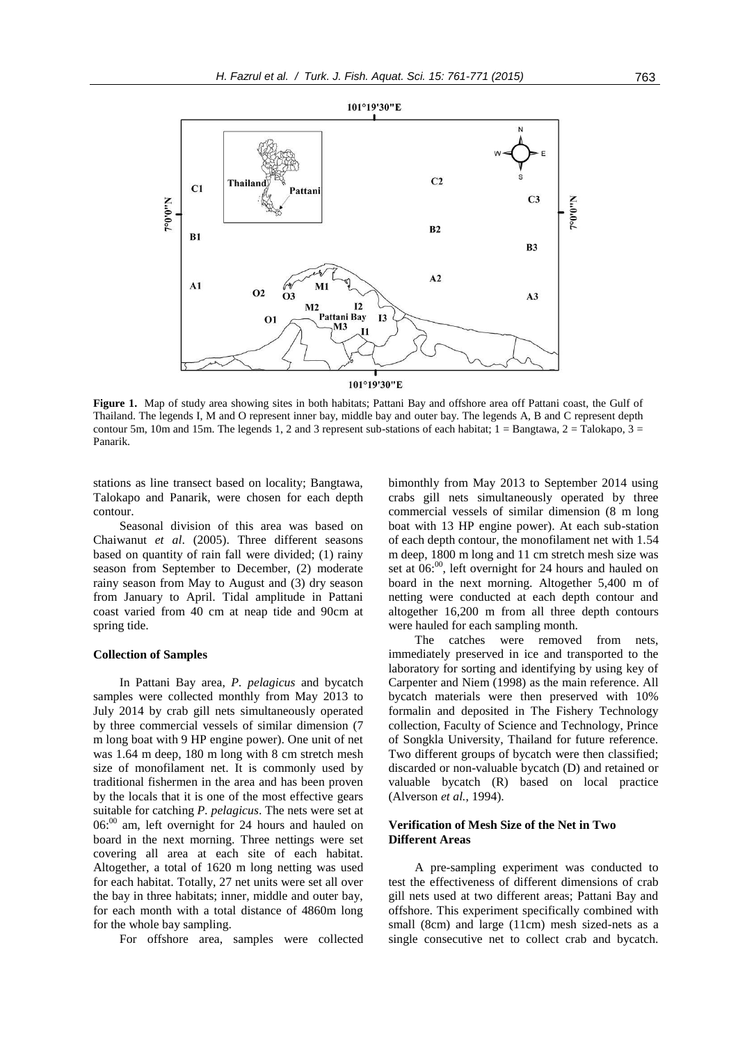**Figure 1.** Map of study area showing sites in both habitats; Pattani Bay and offshore area off Pattani coast, the Gulf of Thailand. The legends I, M and O represent inner bay, middle bay and outer bay. The legends A, B and C represent depth contour 5m, 10m and 15m. The legends 1, 2 and 3 represent sub-stations of each habitat; 1 = Bangtawa, 2 = Talokapo, 3 = Panarik.

stations as line transect based on locality; Bangtawa, Talokapo and Panarik, were chosen for each depth contour.

Seasonal division of this area was based on Chaiwanut *et al*. (2005). Three different seasons based on quantity of rain fall were divided; (1) rainy season from September to December, (2) moderate rainy season from May to August and (3) dry season from January to April. Tidal amplitude in Pattani coast varied from 40 cm at neap tide and 90cm at spring tide.

### Collection of Samples

In Pattani Bay area, *P. pelagicus* and bycatch samples were collected monthly from May 2013 to July 2014 by crab gill nets simultaneously operated by three commercial vessels of similar dimension (7 m long boat with 9 HP engine power). One unit of net was 1.64 m deep, 180 m long with 8 cm stretch mesh size of monofilament net. It is commonly used by traditional fishermen in the area and has been proven by the locals that it is one of the most effective gears suitable for catching *P. pelagicus*. The nets were set at $06{:}^{00}$ am, left overnight for 24 hours and hauled on board in the next morning. Three nettings were set covering all area at each site of each habitat. Altogether, a total of 1620 m long netting was used for each habitat. Totally, 27 net units were set all over the bay in three habitats; inner, middle and outer bay, for each month with a total distance of 4860m long for the whole bay sampling.

For offshore area, samples were collected bimonthly from May 2013 to September 2014 using crabs gill nets simultaneously operated by three commercial vessels of similar dimension (8 m long boat with 13 HP engine power). At each sub-station of each depth contour, the monofilament net with 1.54 m deep, 1800 m long and 11 cm stretch mesh size was set at $06{:}^{00}$, left overnight for 24 hours and hauled on board in the next morning. Altogether 5,400 m of netting were conducted at each depth contour and altogether 16,200 m from all three depth contours were hauled for each sampling month.

The catches were removed from nets, immediately preserved in ice and transported to the laboratory for sorting and identifying by using key of Carpenter and Niem (1998) as the main reference. All bycatch materials were then preserved with 10% formalin and deposited in The Fishery Technology collection, Faculty of Science and Technology, Prince of Songkla University, Thailand for future reference. Two different groups of bycatch were then classified; discarded or non-valuable bycatch (D) and retained or valuable bycatch (R) based on local practice (Alverson *et al.*, 1994).

### Verification of Mesh Size of the Net in Two Different Areas

A pre-sampling experiment was conducted to test the effectiveness of different dimensions of crab gill nets used at two different areas; Pattani Bay and offshore. This experiment specifically combined with small (8cm) and large (11cm) mesh sized-nets as a single consecutive net to collect crab and bycatch.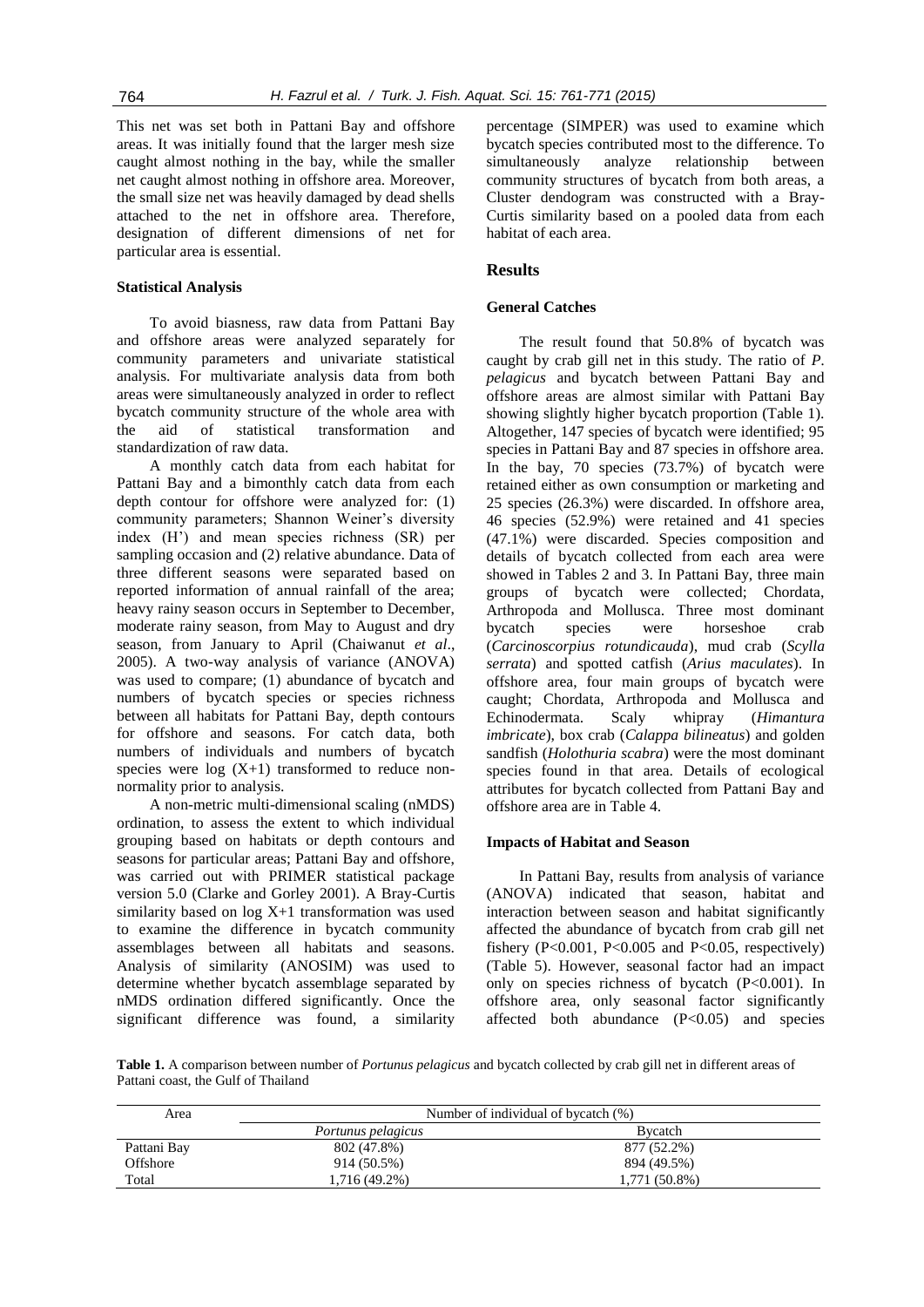This net was set both in Pattani Bay and offshore areas. It was initially found that the larger mesh size caught almost nothing in the bay, while the smaller net caught almost nothing in offshore area. Moreover, the small size net was heavily damaged by dead shells attached to the net in offshore area. Therefore, designation of different dimensions of net for particular area is essential.

### Statistical Analysis

To avoid biasness, raw data from Pattani Bay and offshore areas were analyzed separately for community parameters and univariate statistical analysis. For multivariate analysis data from both areas were simultaneously analyzed in order to reflect bycatch community structure of the whole area with the aid of statistical transformation and standardization of raw data.

A monthly catch data from each habitat for Pattani Bay and a bimonthly catch data from each depth contour for offshore were analyzed for: (1) community parameters; Shannon Weiner's diversity index (H') and mean species richness (SR) per sampling occasion and (2) relative abundance. Data of three different seasons were separated based on reported information of annual rainfall of the area; heavy rainy season occurs in September to December, moderate rainy season, from May to August and dry season, from January to April (Chaiwanut *et al*., 2005). A two-way analysis of variance (ANOVA) was used to compare; (1) abundance of bycatch and numbers of bycatch species or species richness between all habitats for Pattani Bay, depth contours for offshore and seasons. For catch data, both numbers of individuals and numbers of bycatch species were log (X+1) transformed to reduce non-normality prior to analysis.

A non-metric multi-dimensional scaling (nMDS) ordination, to assess the extent to which individual grouping based on habitats or depth contours and seasons for particular areas; Pattani Bay and offshore, was carried out with PRIMER statistical package version 5.0 (Clarke and Gorley 2001). A Bray-Curtis similarity based on log X+1 transformation was used to examine the difference in bycatch community assemblages between all habitats and seasons. Analysis of similarity (ANOSIM) was used to determine whether bycatch assemblage separated by nMDS ordination differed significantly. Once the significant difference was found, a similarity percentage (SIMPER) was used to examine which bycatch species contributed most to the difference. To simultaneously analyze relationship between community structures of bycatch from both areas, a Cluster dendogram was constructed with a Bray-Curtis similarity based on a pooled data from each habitat of each area.

## Results

### General Catches

The result found that 50.8% of bycatch was caught by crab gill net in this study. The ratio of *P. pelagicus* and bycatch between Pattani Bay and offshore areas are almost similar with Pattani Bay showing slightly higher bycatch proportion (Table 1). Altogether, 147 species of bycatch were identified; 95 species in Pattani Bay and 87 species in offshore area. In the bay, 70 species (73.7%) of bycatch were retained either as own consumption or marketing and 25 species (26.3%) were discarded. In offshore area, 46 species (52.9%) were retained and 41 species (47.1%) were discarded. Species composition and details of bycatch collected from each area were showed in Tables 2 and 3. In Pattani Bay, three main groups of bycatch were collected; Chordata, Arthropoda and Mollusca. Three most dominant bycatch species were horseshoe crab (*Carcinoscorpius rotundicauda*), mud crab (*Scylla serrata*) and spotted catfish (*Arius maculates*). In offshore area, four main groups of bycatch were caught; Chordata, Arthropoda and Mollusca and Echinodermata. Scaly whipray (*Himantura imbricate*), box crab (*Calappa bilineatus*) and golden sandfish (*Holothuria scabra*) were the most dominant species found in that area. Details of ecological attributes for bycatch collected from Pattani Bay and offshore area are in Table 4.

### Impacts of Habitat and Season

In Pattani Bay, results from analysis of variance (ANOVA) indicated that season, habitat and interaction between season and habitat significantly affected the abundance of bycatch from crab gill net fishery ($P<0.001$, $P<0.005$ and $P<0.05$, respectively) (Table 5). However, seasonal factor had an impact only on species richness of bycatch ($P<0.001$). In offshore area, only seasonal factor significantly affected both abundance ($P<0.05$) and species

**Table 1.** A comparison between number of *Portunus pelagicus* and bycatch collected by crab gill net in different areas of Pattani coast, the Gulf of Thailand

| Area | Number of individual of bycatch (%) | |
|---|---|---|
| | *Portunus pelagicus* | Bycatch |
| Pattani Bay | 802 (47.8%) | 877 (52.2%) |
| Offshore | 914 (50.5%) | 894 (49.5%) |
| Total | 1,716 (49.2%) | 1,771 (50.8%) |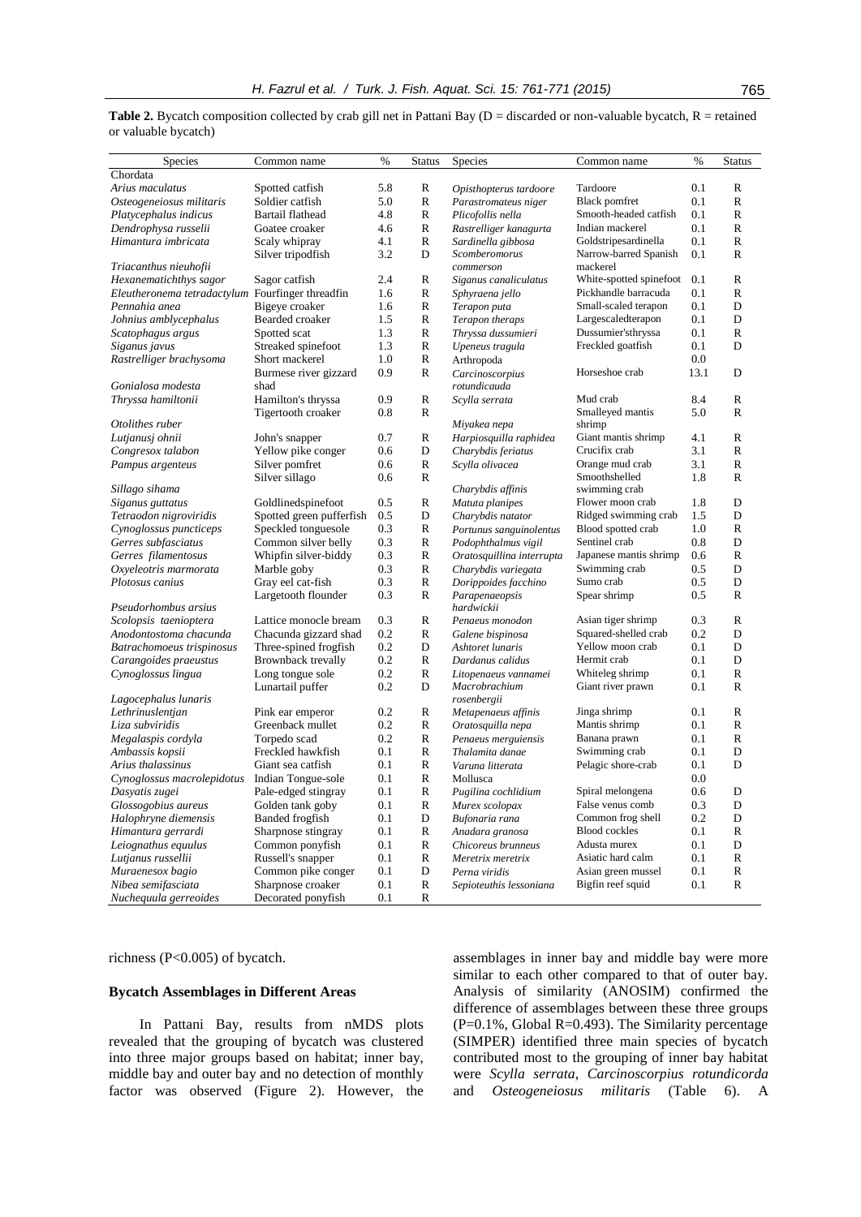**Table 2.** Bycatch composition collected by crab gill net in Pattani Bay (D = discarded or non-valuable bycatch, R = retained or valuable bycatch)

| Species | Common name | % | Status | Species | Common name | % | Status |
|---|---|---|---|---|---|---|---|
| Chordata | | | | | | | |
| *Arius maculatus* | Spotted catfish | 5.8 | R | *Opisthopterus tardoore* | Tardoore | 0.1 | R |
| *Osteogeneiosus militaris* | Soldier catfish | 5.0 | R | *Parastromateus niger* | Black pomfret | 0.1 | R |
| *Platycephalus indicus* | Bartail flathead | 4.8 | R | *Plicofollis nella* | Smooth-headed catfish | 0.1 | R |
| *Dendrophysa russelii* | Goatee croaker | 4.6 | R | *Rastrelliger kanagurta* | Indian mackerel | 0.1 | R |
| *Himantura imbricata* | Scaly whipray | 4.1 | R | *Sardinella gibbosa* | Goldstripesardinella | 0.1 | R |
| *Triacanthus nieuhofii* | Silver tripodfish | 3.2 | D | *Scomberomorus commerson* | Narrow-barred Spanish mackerel | 0.1 | R |
| *Hexanematichthys sagor* | Sagor catfish | 2.4 | R | *Siganus canaliculatus* | White-spotted spinefoot | 0.1 | R |
| *Eleutheronema tetradactylum* | Fourfinger threadfin | 1.6 | R | *Sphyraena jello* | Pickhandle barracuda | 0.1 | R |
| *Pennahia anea* | Bigeye croaker | 1.6 | R | *Terapon puta* | Small-scaled terapon | 0.1 | D |
| *Johnius amblycephalus* | Bearded croaker | 1.5 | R | *Terapon theraps* | Largescaledterapon | 0.1 | D |
| *Scatophagus argus* | Spotted scat | 1.3 | R | *Thryssa dussumieri* | Dussumier'sthryssa | 0.1 | R |
| *Siganus javus* | Streaked spinefoot | 1.3 | R | *Upeneus tragula* | Freckled goatfish | 0.1 | D |
| *Rastrelliger brachysoma* | Short mackerel | 1.0 | R | Arthropoda | | 0.0 | |
| *Gonialosa modesta* | Burmese river gizzard shad | 0.9 | R | *Carcinoscorpius rotundicauda* | Horseshoe crab | 13.1 | D |
| *Thryssa hamiltonii* | Hamilton's thryssa | 0.9 | R | *Scylla serrata* | Mud crab | 8.4 | R |
| *Otolithes ruber* | Tigertooth croaker | 0.8 | R | *Miyakea nepa* | Smalleyed mantis shrimp | 5.0 | R |
| *Lutjanusj ohnii* | John's snapper | 0.7 | R | *Harpiosquilla raphidea* | Giant mantis shrimp | 4.1 | R |
| *Congresox talabon* | Yellow pike conger | 0.6 | D | *Charybdis feriatus* | Crucifix crab | 3.1 | R |
| *Pampus argenteus* | Silver pomfret | 0.6 | R | *Scylla olivacea* | Orange mud crab | 3.1 | R |
| *Sillago sihama* | Silver sillago | 0.6 | R | *Charybdis affinis* | Smoothshelled swimming crab | 1.8 | R |
| *Siganus guttatus* | Goldlinedspinefoot | 0.5 | R | *Matuta planipes* | Flower moon crab | 1.8 | D |
| *Tetraodon nigroviridis* | Spotted green pufferfish | 0.5 | D | *Charybdis natator* | Ridged swimming crab | 1.5 | D |
| *Cynoglossus puncticeps* | Speckled tonguesole | 0.3 | R | *Portunus sanguinolentus* | Blood spotted crab | 1.0 | R |
| *Gerres subfasciatus* | Common silver belly | 0.3 | R | *Podophthalmus vigil* | Sentinel crab | 0.8 | D |
| *Gerres filamentosus* | Whipfin silver-biddy | 0.3 | R | *Oratosquillina interrupta* | Japanese mantis shrimp | 0.6 | R |
| *Oxyeleotris marmorata* | Marble goby | 0.3 | R | *Charybdis variegata* | Swimming crab | 0.5 | D |
| *Plotosus canius* | Gray eel cat-fish | 0.3 | R | *Dorippoides facchino* | Sumo crab | 0.5 | D |
| *Pseudorhombus arsius* | Largetooth flounder | 0.3 | R | *Parapenaeopsis hardwickii* | Spear shrimp | 0.5 | R |
| *Scolopsis taenioptera* | Lattice monocle bream | 0.3 | R | *Penaeus monodon* | Asian tiger shrimp | 0.3 | R |
| *Anodontostoma chacunda* | Chacunda gizzard shad | 0.2 | R | *Galene bispinosa* | Squared-shelled crab | 0.2 | D |
| *Batrachomoeus trispinosus* | Three-spined frogfish | 0.2 | D | *Ashtoret lunaris* | Yellow moon crab | 0.1 | D |
| *Carangoides praeustus* | Brownback trevally | 0.2 | R | *Dardanus calidus* | Hermit crab | 0.1 | D |
| *Cynoglossus lingua* | Long tongue sole | 0.2 | R | *Litopenaeus vannamei* | Whiteleg shrimp | 0.1 | R |
| *Lagocephalus lunaris* | Lunartail puffer | 0.2 | D | *Macrobrachium rosenbergii* | Giant river prawn | 0.1 | R |
| *Lethrinuslentjan* | Pink ear emperor | 0.2 | R | *Metapenaeus affinis* | Jinga shrimp | 0.1 | R |
| *Liza subviridis* | Greenback mullet | 0.2 | R | *Oratosquilla nepa* | Mantis shrimp | 0.1 | R |
| *Megalaspis cordyla* | Torpedo scad | 0.2 | R | *Penaeus merguiensis* | Banana prawn | 0.1 | R |
| *Ambassis kopsii* | Freckled hawkfish | 0.1 | R | *Thalamita danae* | Swimming crab | 0.1 | D |
| *Arius thalassinus* | Giant sea catfish | 0.1 | R | *Varuna litterata* | Pelagic shore-crab | 0.1 | D |
| *Cynoglossus macrolepidotus* | Indian Tongue-sole | 0.1 | R | Mollusca | | 0.0 | |
| *Dasyatis zugei* | Pale-edged stingray | 0.1 | R | *Pugilina cochlidium* | Spiral melongena | 0.6 | D |
| *Glossogobius aureus* | Golden tank goby | 0.1 | R | *Murex scolopax* | False venus comb | 0.3 | D |
| *Halophryne diemensis* | Banded frogfish | 0.1 | D | *Bufonaria rana* | Common frog shell | 0.2 | D |
| *Himantura gerrardi* | Sharpnose stingray | 0.1 | R | *Anadara granosa* | Blood cockles | 0.1 | R |
| *Leiognathus equulus* | Common ponyfish | 0.1 | R | *Chicoreus brunneus* | Adusta murex | 0.1 | D |
| *Lutjanus russellii* | Russell's snapper | 0.1 | R | *Meretrix meretrix* | Asiatic hard calm | 0.1 | R |
| *Muraenesox bagio* | Common pike conger | 0.1 | D | *Perna viridis* | Asian green mussel | 0.1 | R |
| *Nibea semifasciata* | Sharpnose croaker | 0.1 | R | *Sepioteuthis lessoniana* | Bigfin reef squid | 0.1 | R |
| *Nuchequula gerreoides* | Decorated ponyfish | 0.1 | R | | | | |

richness (P<0.005) of bycatch.

### Bycatch Assemblages in Different Areas

In Pattani Bay, results from nMDS plots revealed that the grouping of bycatch was clustered into three major groups based on habitat; inner bay, middle bay and outer bay and no detection of monthly factor was observed (Figure 2). However, the assemblages in inner bay and middle bay were more similar to each other compared to that of outer bay. Analysis of similarity (ANOSIM) confirmed the difference of assemblages between these three groups (P=0.1%, Global R=0.493). The Similarity percentage (SIMPER) identified three main species of bycatch contributed most to the grouping of inner bay habitat were *Scylla serrata, Carcinoscorpius rotundicorda* and *Osteogeneiosus militaris* (Table 6). A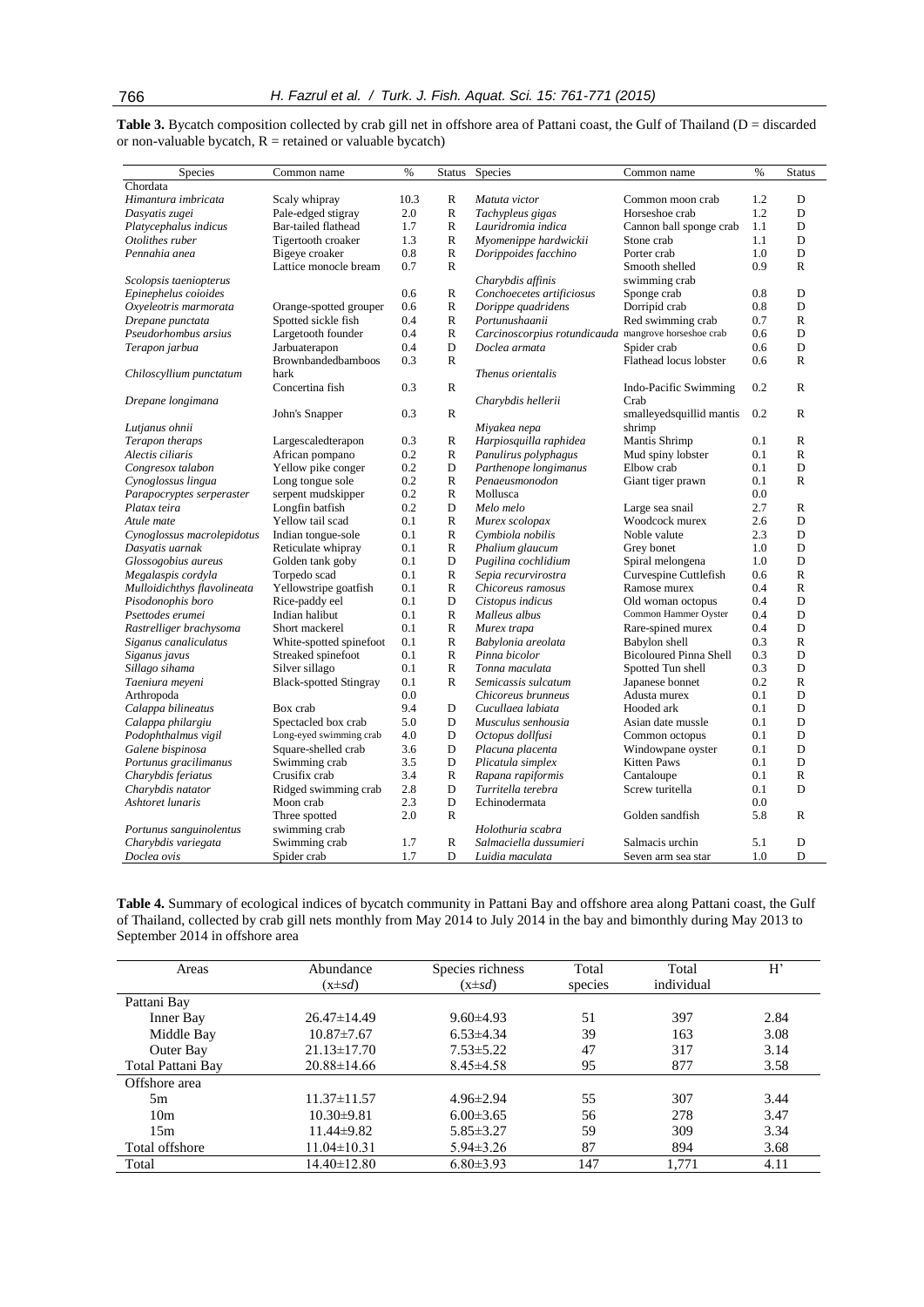**Table 3.** Bycatch composition collected by crab gill net in offshore area of Pattani coast, the Gulf of Thailand (D = discarded or non-valuable bycatch, R = retained or valuable bycatch)

| Species | Common name | % | Status | Species | Common name | % | Status |
|---|---|---|---|---|---|---|---|
| Chordata | | | | | | | |
| *Himantura imbricata* | Scaly whipray | 10.3 | R | *Matuta victor* | Common moon crab | 1.2 | D |
| *Dasyatis zugei* | Pale-edged stigray | 2.0 | R | *Tachypleus gigas* | Horseshoe crab | 1.2 | D |
| *Platycephalus indicus* | Bar-tailed flathead | 1.7 | R | *Lauridromia indica* | Cannon ball sponge crab | 1.1 | D |
| *Otolithes ruber* | Tigertooth croaker | 1.3 | R | *Myomenippe hardwickii* | Stone crab | 1.1 | D |
| *Pennahia anea* | Bigeye croaker | 0.8 | R | *Dorippoides facchino* | Porter crab | 1.0 | D |
| *Scolopsis taeniopterus* | Lattice monocle bream | 0.7 | R | *Charybdis affinis* | Smooth shelled swimming crab | 0.9 | R |
| *Epinephelus coioides* | | 0.6 | R | *Conchoecetes artificiosus* | Sponge crab | 0.8 | D |
| *Oxyeleotris marmorata* | Orange-spotted grouper | 0.6 | R | *Dorippe quadridens* | Dorripid crab | 0.8 | D |
| *Drepane punctata* | Spotted sickle fish | 0.4 | R | *Portunushaanii* | Red swimming crab | 0.7 | R |
| *Pseudorhombus arsius* | Largetooth founder | 0.4 | R | *Carcinoscorpius rotundicauda* | mangrove horseshoe crab | 0.6 | D |
| *Terapon jarbua* | Jarbuaterapon | 0.4 | D | *Doclea armata* | Spider crab | 0.6 | D |
| *Chiloscyllium punctatum* | Brownbandedbamboos hark | 0.3 | R | *Thenus orientalis* | Flathead locus lobster | 0.6 | R |
| *Drepane longimana* | Concertina fish | 0.3 | R | *Charybdis hellerii* | Indo-Pacific Swimming Crab | 0.2 | R |
| *Lutjanus ohnii* | John's Snapper | 0.3 | R | *Miyakea nepa* | smalleyedsquillid mantis shrimp | 0.2 | R |
| *Terapon theraps* | Largescaledterapon | 0.3 | R | *Harpiosquilla raphidea* | Mantis Shrimp | 0.1 | R |
| *Alectis ciliaris* | African pompano | 0.2 | R | *Panulirus polyphagus* | Mud spiny lobster | 0.1 | R |
| *Congresox talabon* | Yellow pike conger | 0.2 | D | *Parthenope longimanus* | Elbow crab | 0.1 | D |
| *Cynoglossus lingua* | Long tongue sole | 0.2 | R | *Penaeusmonodon* | Giant tiger prawn | 0.1 | R |
| *Parapocryptes serperaster* | serpent mudskipper | 0.2 | R | Mollusca | | 0.0 | |
| *Platax teira* | Longfin batfish | 0.2 | D | *Melo melo* | Large sea snail | 2.7 | R |
| *Atule mate* | Yellow tail scad | 0.1 | R | *Murex scolopax* | Woodcock murex | 2.6 | D |
| *Cynoglossus macrolepidotus* | Indian tongue-sole | 0.1 | R | *Cymbiola nobilis* | Noble valute | 2.3 | D |
| *Dasyatis uarnak* | Reticulate whipray | 0.1 | R | *Phalium glaucum* | Grey bonet | 1.0 | D |
| *Glossogobius aureus* | Golden tank goby | 0.1 | D | *Pugilina cochlidium* | Spiral melongena | 1.0 | D |
| *Megalaspis cordyla* | Torpedo scad | 0.1 | R | *Sepia recurvirostra* | Curvespine Cuttlefish | 0.6 | R |
| *Mulloidichthys flavolineata* | Yellowstripe goatfish | 0.1 | R | *Chicoreus ramosus* | Ramose murex | 0.4 | R |
| *Pisodonophis boro* | Rice-paddy eel | 0.1 | D | *Cistopus indicus* | Old woman octopus | 0.4 | D |
| *Psettodes erumei* | Indian halibut | 0.1 | R | *Malleus albus* | Common Hammer Oyster | 0.4 | D |
| *Rastrelliger brachysoma* | Short mackerel | 0.1 | R | *Murex trapa* | Rare-spined murex | 0.4 | D |
| *Siganus canaliculatus* | White-spotted spinefoot | 0.1 | R | *Babylonia areolata* | Babylon shell | 0.3 | R |
| *Siganus javus* | Streaked spinefoot | 0.1 | R | *Pinna bicolor* | Bicoloured Pinna Shell | 0.3 | D |
| *Sillago sihama* | Silver sillago | 0.1 | R | *Tonna maculata* | Spotted Tun shell | 0.3 | D |
| *Taeniura meyeni* | Black-spotted Stingray | 0.1 | R | *Semicassis sulcatum* | Japanese bonnet | 0.2 | R |
| Arthropoda | | 0.0 | | *Chicoreus brunneus* | Adusta murex | 0.1 | D |
| *Calappa bilineatus* | Box crab | 9.4 | D | *Cucullaea labiata* | Hooded ark | 0.1 | D |
| *Calappa philargiu* | Spectacled box crab | 5.0 | D | *Musculus senhousia* | Asian date mussle | 0.1 | D |
| *Podophthalmus vigil* | Long-eyed swimming crab | 4.0 | D | *Octopus dollfusi* | Common octopus | 0.1 | D |
| *Galene bispinosa* | Square-shelled crab | 3.6 | D | *Placuna placenta* | Windowpane oyster | 0.1 | D |
| *Portunus gracilimanus* | Swimming crab | 3.5 | D | *Plicatula simplex* | Kitten Paws | 0.1 | D |
| *Charybdis feriatus* | Crusifix crab | 3.4 | R | *Rapana rapiformis* | Cantaloupe | 0.1 | R |
| *Charybdis natator* | Ridged swimming crab | 2.8 | D | *Turritella terebra* | Screw turitella | 0.1 | D |
| *Ashtoret lunaris* | Moon crab | 2.3 | D | Echinodermata | | 0.0 | |
| *Portunus sanguinolentus* | Three spotted swimming crab | 2.0 | R | *Holothuria scabra* | Golden sandfish | 5.8 | R |
| *Charybdis variegata* | Swimming crab | 1.7 | R | *Salmaciella dussumieri* | Salmacis urchin | 5.1 | D |
| *Doclea ovis* | Spider crab | 1.7 | D | *Luidia maculata* | Seven arm sea star | 1.0 | D |

**Table 4.** Summary of ecological indices of bycatch community in Pattani Bay and offshore area along Pattani coast, the Gulf of Thailand, collected by crab gill nets monthly from May 2014 to July 2014 in the bay and bimonthly during May 2013 to September 2014 in offshore area

| Areas | Abundance ($x \pm sd$) | Species richness ($x \pm sd$) | Total species | Total individual | H' |
|---|---|---|---|---|---|
| Pattani Bay | | | | | |
| Inner Bay | 26.47±14.49 | 9.60±4.93 | 51 | 397 | 2.84 |
| Middle Bay | 10.87±7.67 | 6.53±4.34 | 39 | 163 | 3.08 |
| Outer Bay | 21.13±17.70 | 7.53±5.22 | 47 | 317 | 3.14 |
| Total Pattani Bay | 20.88±14.66 | 8.45±4.58 | 95 | 877 | 3.58 |
| Offshore area | | | | | |
| 5m | 11.37±11.57 | 4.96±2.94 | 55 | 307 | 3.44 |
| 10m | 10.30±9.81 | 6.00±3.65 | 56 | 278 | 3.47 |
| 15m | 11.44±9.82 | 5.85±3.27 | 59 | 309 | 3.34 |
| Total offshore | 11.04±10.31 | 5.94±3.26 | 87 | 894 | 3.68 |
| Total | 14.40±12.80 | 6.80±3.93 | 147 | 1,771 | 4.11 |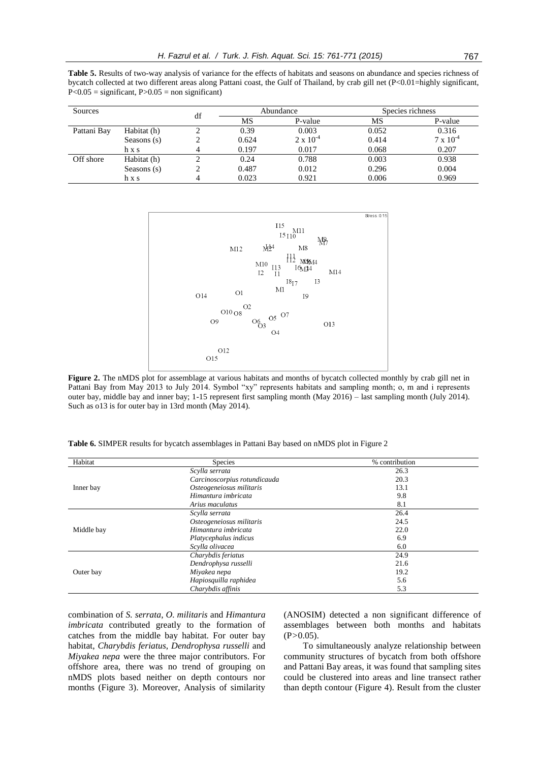**Table 5.** Results of two-way analysis of variance for the effects of habitats and seasons on abundance and species richness of bycatch collected at two different areas along Pattani coast, the Gulf of Thailand, by crab gill net (P<0.01=highly significant, P<0.05 = significant, P>0.05 = non significant)

| Sources | | df | Abundance | | Species richness | |
|---|---|---|---|---|---|---|
| | | | MS | P-value | MS | P-value |
| Pattani Bay | Habitat (h) | 2 | 0.39 | 0.003 | 0.052 | 0.316 |
| | Seasons (s) | 2 | 0.624 | $2 \times 10^{-4}$ | 0.414 | $7 \times 10^{-4}$ |
| | h x s | 4 | 0.197 | 0.017 | 0.068 | 0.207 |
| Off shore | Habitat (h) | 2 | 0.24 | 0.788 | 0.003 | 0.938 |
| | Seasons (s) | 2 | 0.487 | 0.012 | 0.296 | 0.004 |
| | h x s | 4 | 0.023 | 0.921 | 0.006 | 0.969 |

**Figure 2.** The nMDS plot for assemblage at various habitats and months of bycatch collected monthly by crab gill net in Pattani Bay from May 2013 to July 2014. Symbol "xy" represents habitats and sampling month; o, m and i represents outer bay, middle bay and inner bay; 1-15 represent first sampling month (May 2016) – last sampling month (July 2014). Such as o13 is for outer bay in 13rd month (May 2014).

**Table 6.** SIMPER results for bycatch assemblages in Pattani Bay based on nMDS plot in Figure 2

| Habitat | Species | % contribution |
|---|---|---|
| Inner bay | *Scylla serrata* | 26.3 |
| | *Carcinoscorpius rotundicauda* | 20.3 |
| | *Osteogeneiosus militaris* | 13.1 |
| | *Himantura imbricata* | 9.8 |
| | *Arius maculatus* | 8.1 |
| Middle bay | *Scylla serrata* | 26.4 |
| | *Osteogeneiosus militaris* | 24.5 |
| | *Himantura imbricata* | 22.0 |
| | *Platycephalus indicus* | 6.9 |
| | *Scylla olivacea* | 6.0 |
| Outer bay | *Charybdis feriatus* | 24.9 |
| | *Dendrophysa russelli* | 21.6 |
| | *Miyakea nepa* | 19.2 |
| | *Hapiosquilla raphidea* | 5.6 |
| | *Charybdis affinis* | 5.3 |

combination of *S. serrata*, *O. militaris* and *Himantura imbricata* contributed greatly to the formation of catches from the middle bay habitat. For outer bay habitat, *Charybdis feriatus*, *Dendrophysa russelli* and *Miyakea nepa* were the three major contributors. For offshore area, there was no trend of grouping on nMDS plots based neither on depth contours nor months (Figure 3). Moreover, Analysis of similarity (ANOSIM) detected a non significant difference of assemblages between both months and habitats (P>0.05).

To simultaneously analyze relationship between community structures of bycatch from both offshore and Pattani Bay areas, it was found that sampling sites could be clustered into areas and line transect rather than depth contour (Figure 4). Result from the cluster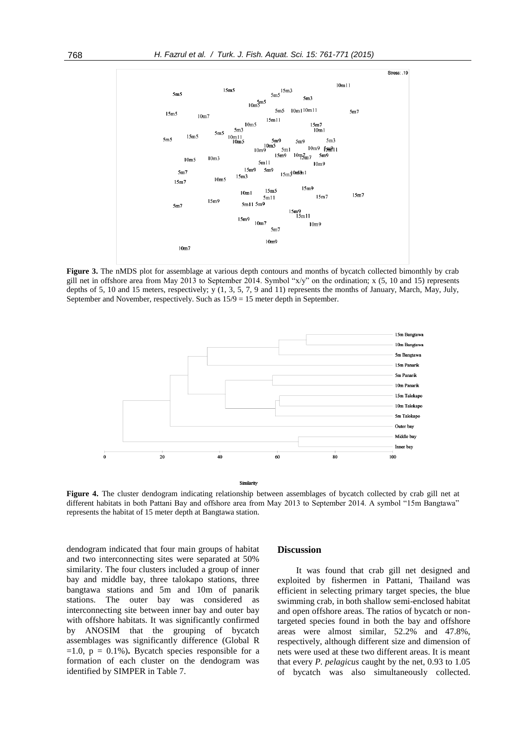**Figure 3.** The nMDS plot for assemblage at various depth contours and months of bycatch collected bimonthly by crab gill net in offshore area from May 2013 to September 2014. Symbol "x/y" on the ordination; x (5, 10 and 15) represents depths of 5, 10 and 15 meters, respectively; y (1, 3, 5, 7, 9 and 11) represents the months of January, March, May, July, September and November, respectively. Such as 15/9 = 15 meter depth in September.

**Figure 4.** The cluster dendogram indicating relationship between assemblages of bycatch collected by crab gill net at different habitats in both Pattani Bay and offshore area from May 2013 to September 2014. A symbol "15m Bangtawa" represents the habitat of 15 meter depth at Bangtawa station.

dendogram indicated that four main groups of habitat and two interconnecting sites were separated at 50% similarity. The four clusters included a group of inner bay and middle bay, three talokapo stations, three bangtawa stations and 5m and 10m of panarik stations. The outer bay was considered as interconnecting site between inner bay and outer bay with offshore habitats. It was significantly confirmed by ANOSIM that the grouping of bycatch assemblages was significantly difference (Global R $=1.0$, $p = 0.1\%$)**.** Bycatch species responsible for a formation of each cluster on the dendogram was identified by SIMPER in Table 7.

## Discussion

It was found that crab gill net designed and exploited by fishermen in Pattani, Thailand was efficient in selecting primary target species, the blue swimming crab, in both shallow semi-enclosed habitat and open offshore areas. The ratios of bycatch or non-targeted species found in both the bay and offshore areas were almost similar, 52.2% and 47.8%, respectively, although different size and dimension of nets were used at these two different areas. It is meant that every *P. pelagicus* caught by the net, 0.93 to 1.05 of bycatch was also simultaneously collected.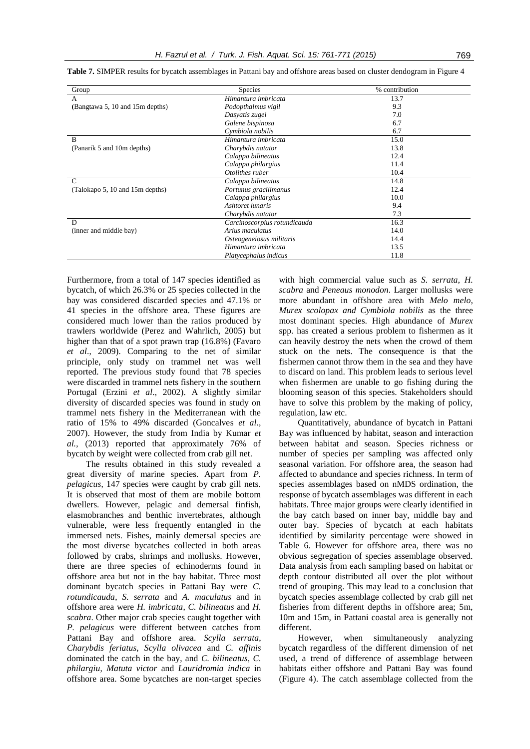**Table 7.** SIMPER results for bycatch assemblages in Pattani bay and offshore areas based on cluster dendogram in Figure 4

| Group | Species | % contribution |
|---|---|---|
| A | *Himantura imbricata* | 13.7 |
| (Bangtawa 5, 10 and 15m depths) | *Podopthalmus vigil* | 9.3 |
| | *Dasyatis zugei* | 7.0 |
| | *Galene bispinosa* | 6.7 |
| | *Cymbiola nobilis* | 6.7 |
| B | *Himantura imbricata* | 15.0 |
| (Panarik 5 and 10m depths) | *Charybdis natator* | 13.8 |
| | *Calappa bilineatus* | 12.4 |
| | *Calappa philargius* | 11.4 |
| | *Otolithes ruber* | 10.4 |
| C | *Calappa bilineatus* | 14.8 |
| (Talokapo 5, 10 and 15m depths) | *Portunus gracilimanus* | 12.4 |
| | *Calappa philargius* | 10.0 |
| | *Ashtoret lunaris* | 9.4 |
| | *Charybdis natator* | 7.3 |
| D | *Carcinoscorpius rotundicauda* | 16.3 |
| (inner and middle bay) | *Arius maculatus* | 14.0 |
| | *Osteogeneiosus militaris* | 14.4 |
| | *Himantura imbricata* | 13.5 |
| | *Platycephalus indicus* | 11.8 |

Furthermore, from a total of 147 species identified as bycatch, of which 26.3% or 25 species collected in the bay was considered discarded species and 47.1% or 41 species in the offshore area. These figures are considered much lower than the ratios produced by trawlers worldwide (Perez and Wahrlich, 2005) but higher than that of a spot prawn trap (16.8%) (Favaro *et al*., 2009). Comparing to the net of similar principle, only study on trammel net was well reported. The previous study found that 78 species were discarded in trammel nets fishery in the southern Portugal (Erzini *et al*., 2002). A slightly similar diversity of discarded species was found in study on trammel nets fishery in the Mediterranean with the ratio of 15% to 49% discarded (Goncalves *et al*., 2007). However, the study from India by Kumar *et al.*, (2013) reported that approximately 76% of bycatch by weight were collected from crab gill net.

The results obtained in this study revealed a great diversity of marine species. Apart from *P. pelagicus*, 147 species were caught by crab gill nets. It is observed that most of them are mobile bottom dwellers. However, pelagic and demersal finfish, elasmobranches and benthic invertebrates, although vulnerable, were less frequently entangled in the immersed nets. Fishes, mainly demersal species are the most diverse bycatches collected in both areas followed by crabs, shrimps and mollusks. However, there are three species of echinoderms found in offshore area but not in the bay habitat. Three most dominant bycatch species in Pattani Bay were *C. rotundicauda*, *S. serrata* and *A. maculatus* and in offshore area were *H. imbricata*, *C. bilineatus* and *H. scabra*. Other major crab species caught together with *P. pelagicus* were different between catches from Pattani Bay and offshore area. *Scylla serrata*, *Charybdis feriatus*, *Scylla olivacea* and *C. affinis* dominated the catch in the bay, and *C. bilineatus*, *C. philargiu*, *Matuta victor* and *Lauridromia indica* in offshore area. Some bycatches are non-target species with high commercial value such as *S. serrata*, *H. scabra* and *Peneaus monodon*. Larger mollusks were more abundant in offshore area with *Melo melo*, *Murex scolopax and Cymbiola nobilis* as the three most dominant species. High abundance of *Murex* spp. has created a serious problem to fishermen as it can heavily destroy the nets when the crowd of them stuck on the nets. The consequence is that the fishermen cannot throw them in the sea and they have to discard on land. This problem leads to serious level when fishermen are unable to go fishing during the blooming season of this species. Stakeholders should have to solve this problem by the making of policy, regulation, law etc.

Quantitatively, abundance of bycatch in Pattani Bay was influenced by habitat, season and interaction between habitat and season. Species richness or number of species per sampling was affected only seasonal variation. For offshore area, the season had affected to abundance and species richness. In term of species assemblages based on nMDS ordination, the response of bycatch assemblages was different in each habitats. Three major groups were clearly identified in the bay catch based on inner bay, middle bay and outer bay. Species of bycatch at each habitats identified by similarity percentage were showed in Table 6. However for offshore area, there was no obvious segregation of species assemblage observed. Data analysis from each sampling based on habitat or depth contour distributed all over the plot without trend of grouping. This may lead to a conclusion that bycatch species assemblage collected by crab gill net fisheries from different depths in offshore area; 5m, 10m and 15m, in Pattani coastal area is generally not different.

However, when simultaneously analyzing bycatch regardless of the different dimension of net used, a trend of difference of assemblage between habitats either offshore and Pattani Bay was found (Figure 4). The catch assemblage collected from the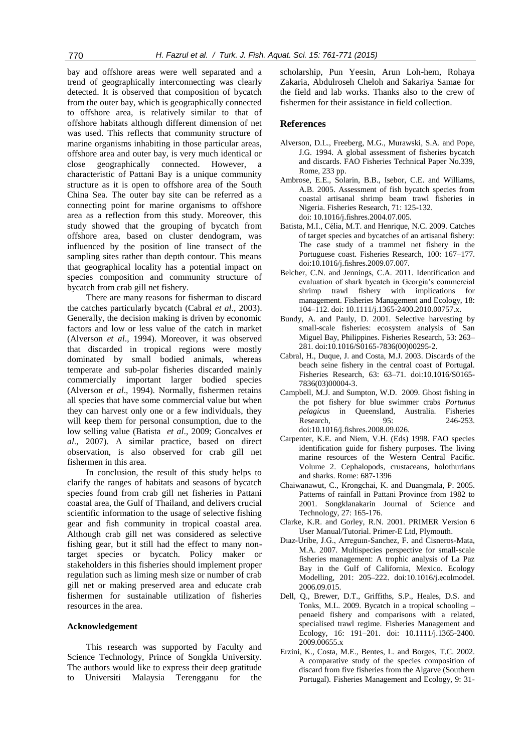bay and offshore areas were well separated and a trend of geographically interconnecting was clearly detected. It is observed that composition of bycatch from the outer bay, which is geographically connected to offshore area, is relatively similar to that of offshore habitats although different dimension of net was used. This reflects that community structure of marine organisms inhabiting in those particular areas, offshore area and outer bay, is very much identical or close geographically connected. However, a characteristic of Pattani Bay is a unique community structure as it is open to offshore area of the South China Sea. The outer bay site can be referred as a connecting point for marine organisms to offshore area as a reflection from this study. Moreover, this study showed that the grouping of bycatch from offshore area, based on cluster dendogram, was influenced by the position of line transect of the sampling sites rather than depth contour. This means that geographical locality has a potential impact on species composition and community structure of bycatch from crab gill net fishery.

There are many reasons for fisherman to discard the catches particularly bycatch (Cabral *et al*., 2003). Generally, the decision making is driven by economic factors and low or less value of the catch in market (Alverson *et al*., 1994). Moreover, it was observed that discarded in tropical regions were mostly dominated by small bodied animals, whereas temperate and sub-polar fisheries discarded mainly commercially important larger bodied species (Alverson *et al*., 1994). Normally, fishermen retains all species that have some commercial value but when they can harvest only one or a few individuals, they will keep them for personal consumption, due to the low selling value (Batista *et al*., 2009; Goncalves *et al*., 2007). A similar practice, based on direct observation, is also observed for crab gill net fishermen in this area.

In conclusion, the result of this study helps to clarify the ranges of habitats and seasons of bycatch species found from crab gill net fisheries in Pattani coastal area, the Gulf of Thailand, and delivers crucial scientific information to the usage of selective fishing gear and fish community in tropical coastal area. Although crab gill net was considered as selective fishing gear, but it still had the effect to many non-target species or bycatch. Policy maker or stakeholders in this fisheries should implement proper regulation such as liming mesh size or number of crab gill net or making preserved area and educate crab fishermen for sustainable utilization of fisheries resources in the area.

### Acknowledgement

This research was supported by Faculty and Science Technology, Prince of Songkla University. The authors would like to express their deep gratitude to Universiti Malaysia Terengganu for the scholarship, Pun Yeesin, Arun Loh-hem, Rohaya Zakaria, Abdulroseh Cheloh and Sakariya Samae for the field and lab works. Thanks also to the crew of fishermen for their assistance in field collection.

## References

Alverson, D.L., Freeberg, M.G., Murawski, S.A. and Pope, J.G. 1994. A global assessment of fisheries bycatch and discards. FAO Fisheries Technical Paper No.339, Rome, 233 pp.

Ambrose, E.E., Solarin, B.B., Isebor, C.E. and Williams, A.B. 2005. Assessment of fish bycatch species from coastal artisanal shrimp beam trawl fisheries in Nigeria. Fisheries Research, 71: 125-132. doi: 10.1016/j.fishres.2004.07.005.

Batista, M.I., Célia, M.T. and Henrique, N.C. 2009. Catches of target species and bycatches of an artisanal fishery: The case study of a trammel net fishery in the Portuguese coast. Fisheries Research, 100: 167–177. doi:10.1016/j.fishres.2009.07.007.

Belcher, C.N. and Jennings, C.A. 2011. Identification and evaluation of shark bycatch in Georgia's commercial shrimp trawl fishery with implications for management. Fisheries Management and Ecology, 18: 104–112. doi: 10.1111/j.1365-2400.2010.00757.x.

Bundy, A. and Pauly, D. 2001. Selective harvesting by small-scale fisheries: ecosystem analysis of San Miguel Bay, Philippines. Fisheries Research, 53: 263–281. doi:10.1016/S0165-7836(00)00295-2.

Cabral, H., Duque, J. and Costa, M.J. 2003. Discards of the beach seine fishery in the central coast of Portugal. Fisheries Research, 63: 63–71. doi:10.1016/S0165-7836(03)00004-3.

Campbell, M.J. and Sumpton, W.D. 2009. Ghost fishing in the pot fishery for blue swimmer crabs *Portunus pelagicus* in Queensland, Australia. Fisheries Research, 95: 246-253. doi:10.1016/j.fishres.2008.09.026.

Carpenter, K.E. and Niem, V.H. (Eds) 1998. FAO species identification guide for fishery purposes. The living marine resources of the Western Central Pacific. Volume 2. Cephalopods, crustaceans, holothurians and sharks. Rome: 687-1396

Chaiwanawut, C., Krongchai, K. and Duangmala, P. 2005. Patterns of rainfall in Pattani Province from 1982 to 2001. Songklanakarin Journal of Science and Technology, 27: 165-176.

Clarke, K.R. and Gorley, R.N. 2001. PRIMER Version 6 User Manual/Tutorial. Primer-E Ltd, Plymouth.

Dıaz-Uribe, J.G., Arreguın-Sanchez, F. and Cisneros-Mata, M.A. 2007. Multispecies perspective for small-scale fisheries management: A trophic analysis of La Paz Bay in the Gulf of California, Mexico. Ecology Modelling, 201: 205–222. doi:10.1016/j.ecolmodel.2006.09.015.

Dell, Q., Brewer, D.T., Griffiths, S.P., Heales, D.S. and Tonks, M.L. 2009. Bycatch in a tropical schooling – penaeid fishery and comparisons with a related, specialised trawl regime. Fisheries Management and Ecology, 16: 191–201. doi: 10.1111/j.1365-2400.2009.00655.x

Erzini, K., Costa, M.E., Bentes, L. and Borges, T.C. 2002. A comparative study of the species composition of discard from five fisheries from the Algarve (Southern Portugal). Fisheries Management and Ecology, 9: 31-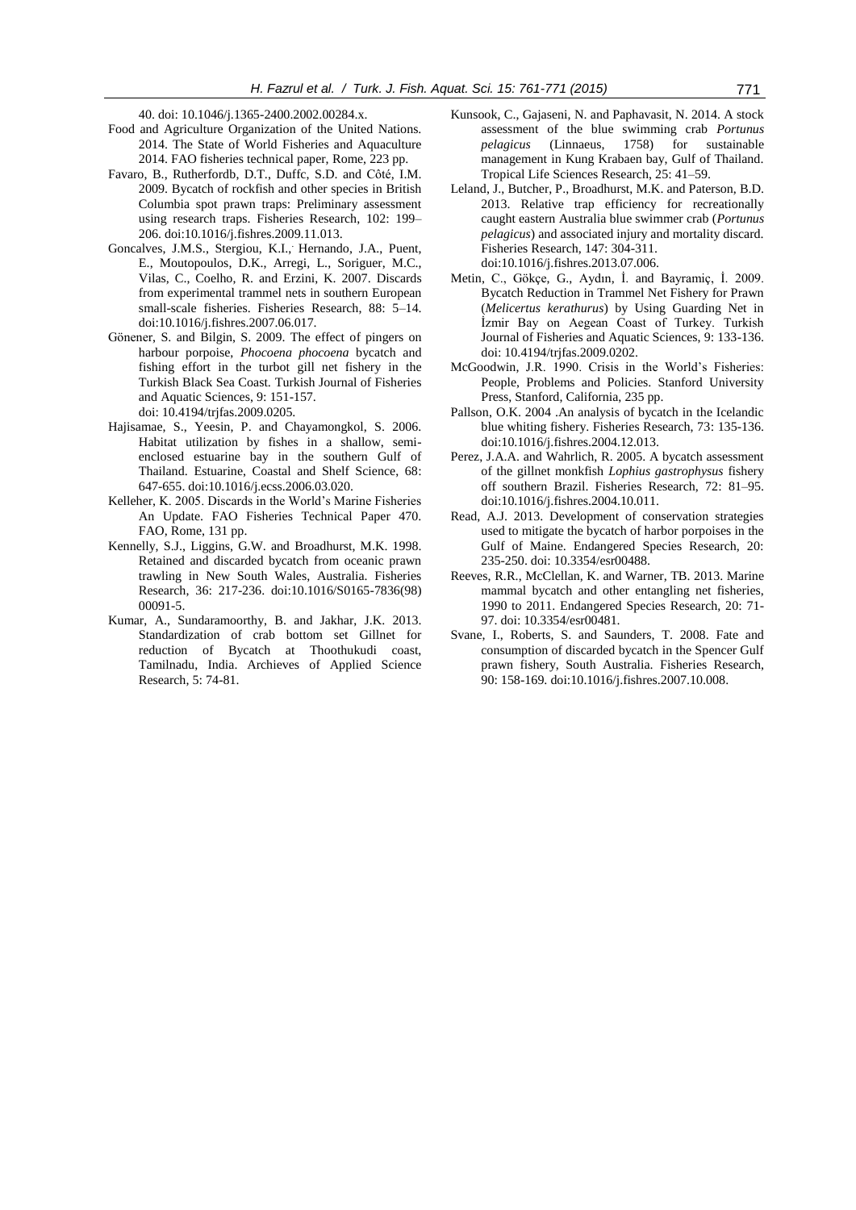40. doi: 10.1046/j.1365-2400.2002.00284.x.

Food and Agriculture Organization of the United Nations. 2014. The State of World Fisheries and Aquaculture 2014. FAO fisheries technical paper, Rome, 223 pp.

Favaro, B., Rutherfordb, D.T., Duffc, S.D. and Côté, I.M. 2009. Bycatch of rockfish and other species in British Columbia spot prawn traps: Preliminary assessment using research traps. Fisheries Research, 102: 199–206. doi:10.1016/j.fishres.2009.11.013.

Goncalves, J.M.S., Stergiou, K.I., Hernando, J.A., Puent, E., Moutopoulos, D.K., Arregi, L., Soriguer, M.C., Vilas, C., Coelho, R. and Erzini, K. 2007. Discards from experimental trammel nets in southern European small-scale fisheries. Fisheries Research, 88: 5–14. doi:10.1016/j.fishres.2007.06.017.

Gönener, S. and Bilgin, S. 2009. The effect of pingers on harbour porpoise, *Phocoena phocoena* bycatch and fishing effort in the turbot gill net fishery in the Turkish Black Sea Coast. Turkish Journal of Fisheries and Aquatic Sciences, 9: 151-157. doi: 10.4194/trjfas.2009.0205.

Hajisamae, S., Yeesin, P. and Chayamongkol, S. 2006. Habitat utilization by fishes in a shallow, semi-enclosed estuarine bay in the southern Gulf of Thailand. Estuarine, Coastal and Shelf Science, 68: 647-655. doi:10.1016/j.ecss.2006.03.020.

Kelleher, K. 2005. Discards in the World's Marine Fisheries An Update. FAO Fisheries Technical Paper 470. FAO, Rome, 131 pp.

Kennelly, S.J., Liggins, G.W. and Broadhurst, M.K. 1998. Retained and discarded bycatch from oceanic prawn trawling in New South Wales, Australia. Fisheries Research, 36: 217-236. doi:10.1016/S0165-7836(98)00091-5.

Kumar, A., Sundaramoorthy, B. and Jakhar, J.K. 2013. Standardization of crab bottom set Gillnet for reduction of Bycatch at Thoothukudi coast, Tamilnadu, India. Archieves of Applied Science Research, 5: 74-81.

Kunsook, C., Gajaseni, N. and Paphavasit, N. 2014. A stock assessment of the blue swimming crab *Portunus pelagicus* (Linnaeus, 1758) for sustainable management in Kung Krabaen bay, Gulf of Thailand. Tropical Life Sciences Research, 25: 41–59.

Leland, J., Butcher, P., Broadhurst, M.K. and Paterson, B.D. 2013. Relative trap efficiency for recreationally caught eastern Australia blue swimmer crab (*Portunus pelagicus*) and associated injury and mortality discard. Fisheries Research, 147: 304-311. doi:10.1016/j.fishres.2013.07.006.

Metin, C., Gökçe, G., Aydın, İ. and Bayramiç, İ. 2009. Bycatch Reduction in Trammel Net Fishery for Prawn (*Melicertus kerathurus*) by Using Guarding Net in İzmir Bay on Aegean Coast of Turkey. Turkish Journal of Fisheries and Aquatic Sciences, 9: 133-136. doi: 10.4194/trjfas.2009.0202.

McGoodwin, J.R. 1990. Crisis in the World's Fisheries: People, Problems and Policies. Stanford University Press, Stanford, California, 235 pp.

Pallson, O.K. 2004 .An analysis of bycatch in the Icelandic blue whiting fishery. Fisheries Research, 73: 135-136. doi:10.1016/j.fishres.2004.12.013.

Perez, J.A.A. and Wahrlich, R. 2005. A bycatch assessment of the gillnet monkfish *Lophius gastrophysus* fishery off southern Brazil. Fisheries Research, 72: 81–95. doi:10.1016/j.fishres.2004.10.011.

Read, A.J. 2013. Development of conservation strategies used to mitigate the bycatch of harbor porpoises in the Gulf of Maine. Endangered Species Research, 20: 235-250. doi: 10.3354/esr00488.

Reeves, R.R., McClellan, K. and Warner, TB. 2013. Marine mammal bycatch and other entangling net fisheries, 1990 to 2011. Endangered Species Research, 20: 71-97. doi: 10.3354/esr00481.

Svane, I., Roberts, S. and Saunders, T. 2008. Fate and consumption of discarded bycatch in the Spencer Gulf prawn fishery, South Australia. Fisheries Research, 90: 158-169. doi:10.1016/j.fishres.2007.10.008.